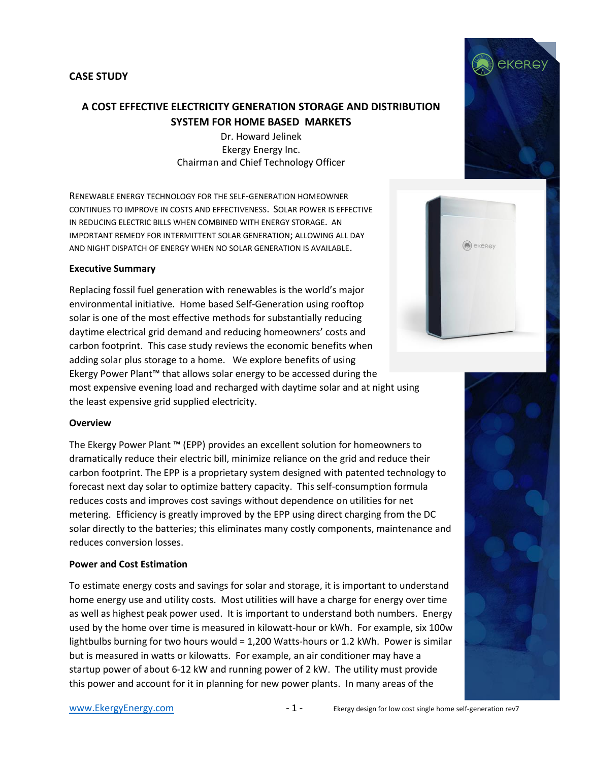**CASE STUDY**

# A COST EFFECTIVE ELECTRICITY GENERATION STORAGE AND DISTRIBUTION SYSTEM FOR HOME BASED MARKETS

Dr. Howard Jelinek
Ekergy Energy Inc.
Chairman and Chief Technology Officer

RENEWABLE ENERGY TECHNOLOGY FOR THE SELF-GENERATION HOMEOWNER CONTINUES TO IMPROVE IN COSTS AND EFFECTIVENESS. SOLAR POWER IS EFFECTIVE IN REDUCING ELECTRIC BILLS WHEN COMBINED WITH ENERGY STORAGE. AN IMPORTANT REMEDY FOR INTERMITTENT SOLAR GENERATION; ALLOWING ALL DAY AND NIGHT DISPATCH OF ENERGY WHEN NO SOLAR GENERATION IS AVAILABLE.

## Executive Summary

Replacing fossil fuel generation with renewables is the world's major environmental initiative. Home based Self-Generation using rooftop solar is one of the most effective methods for substantially reducing daytime electrical grid demand and reducing homeowners' costs and carbon footprint. This case study reviews the economic benefits when adding solar plus storage to a home. We explore benefits of using Ekergy Power Plant™ that allows solar energy to be accessed during the most expensive evening load and recharged with daytime solar and at night using the least expensive grid supplied electricity.

## Overview

The Ekergy Power Plant ™ (EPP) provides an excellent solution for homeowners to dramatically reduce their electric bill, minimize reliance on the grid and reduce their carbon footprint. The EPP is a proprietary system designed with patented technology to forecast next day solar to optimize battery capacity. This self-consumption formula reduces costs and improves cost savings without dependence on utilities for net metering. Efficiency is greatly improved by the EPP using direct charging from the DC solar directly to the batteries; this eliminates many costly components, maintenance and reduces conversion losses.

## Power and Cost Estimation

To estimate energy costs and savings for solar and storage, it is important to understand home energy use and utility costs. Most utilities will have a charge for energy over time as well as highest peak power used. It is important to understand both numbers. Energy used by the home over time is measured in kilowatt-hour or kWh. For example, six 100w lightbulbs burning for two hours would = 1,200 Watts-hours or 1.2 kWh. Power is similar but is measured in watts or kilowatts. For example, an air conditioner may have a startup power of about 6-12 kW and running power of 2 kW. The utility must provide this power and account for it in planning for new power plants. In many areas of the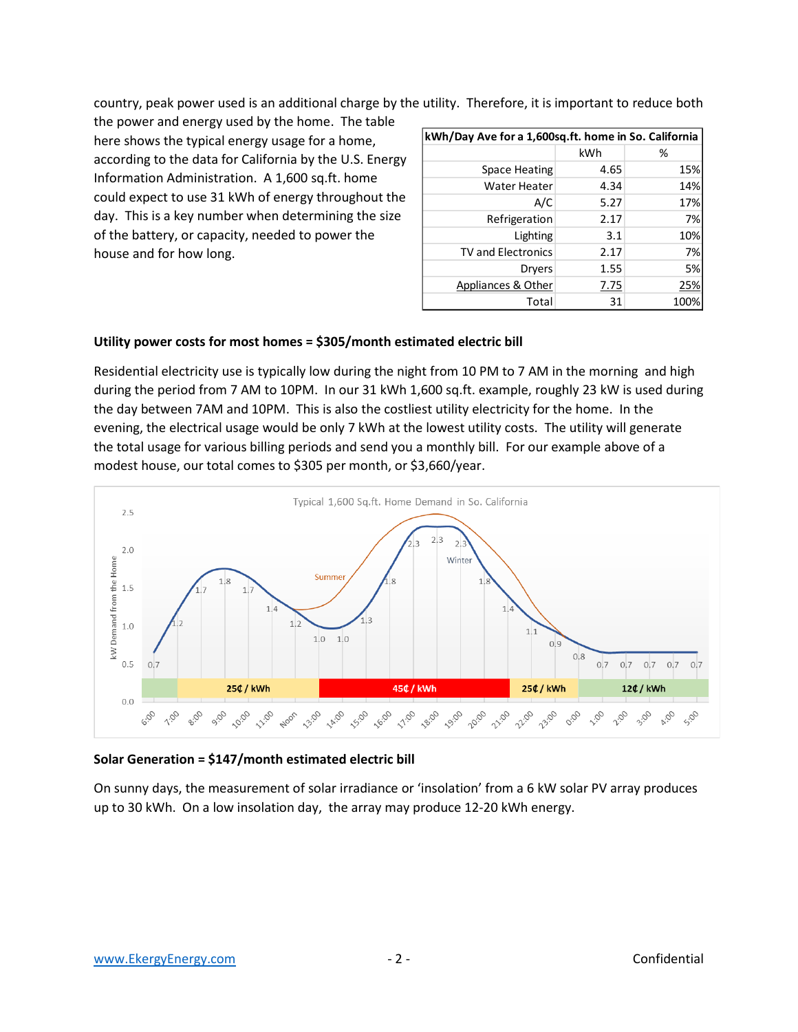country, peak power used is an additional charge by the utility. Therefore, it is important to reduce both the power and energy used by the home. The table here shows the typical energy usage for a home, according to the data for California by the U.S. Energy Information Administration. A 1,600 sq.ft. home could expect to use 31 kWh of energy throughout the day. This is a key number when determining the size of the battery, or capacity, needed to power the house and for how long.

| kWh/Day Ave for a 1,600sq.ft. home in So. California | | |
|---|---|---|
| | kWh | % |
| Space Heating | 4.65 | 15% |
| Water Heater | 4.34 | 14% |
| A/C | 5.27 | 17% |
| Refrigeration | 2.17 | 7% |
| Lighting | 3.1 | 10% |
| TV and Electronics | 2.17 | 7% |
| Dryers | 1.55 | 5% |
| Appliances & Other | 7.75 | 25% |
| Total | 31 | 100% |

**Utility power costs for most homes = $305/month estimated electric bill**

Residential electricity use is typically low during the night from 10 PM to 7 AM in the morning and high during the period from 7 AM to 10PM. In our 31 kWh 1,600 sq.ft. example, roughly 23 kW is used during the day between 7AM and 10PM. This is also the costliest utility electricity for the home. In the evening, the electrical usage would be only 7 kWh at the lowest utility costs. The utility will generate the total usage for various billing periods and send you a monthly bill. For our example above of a modest house, our total comes to $305 per month, or $3,660/year.

**Solar Generation = $147/month estimated electric bill**

On sunny days, the measurement of solar irradiance or 'insolation' from a 6 kW solar PV array produces up to 30 kWh. On a low insolation day, the array may produce 12-20 kWh energy.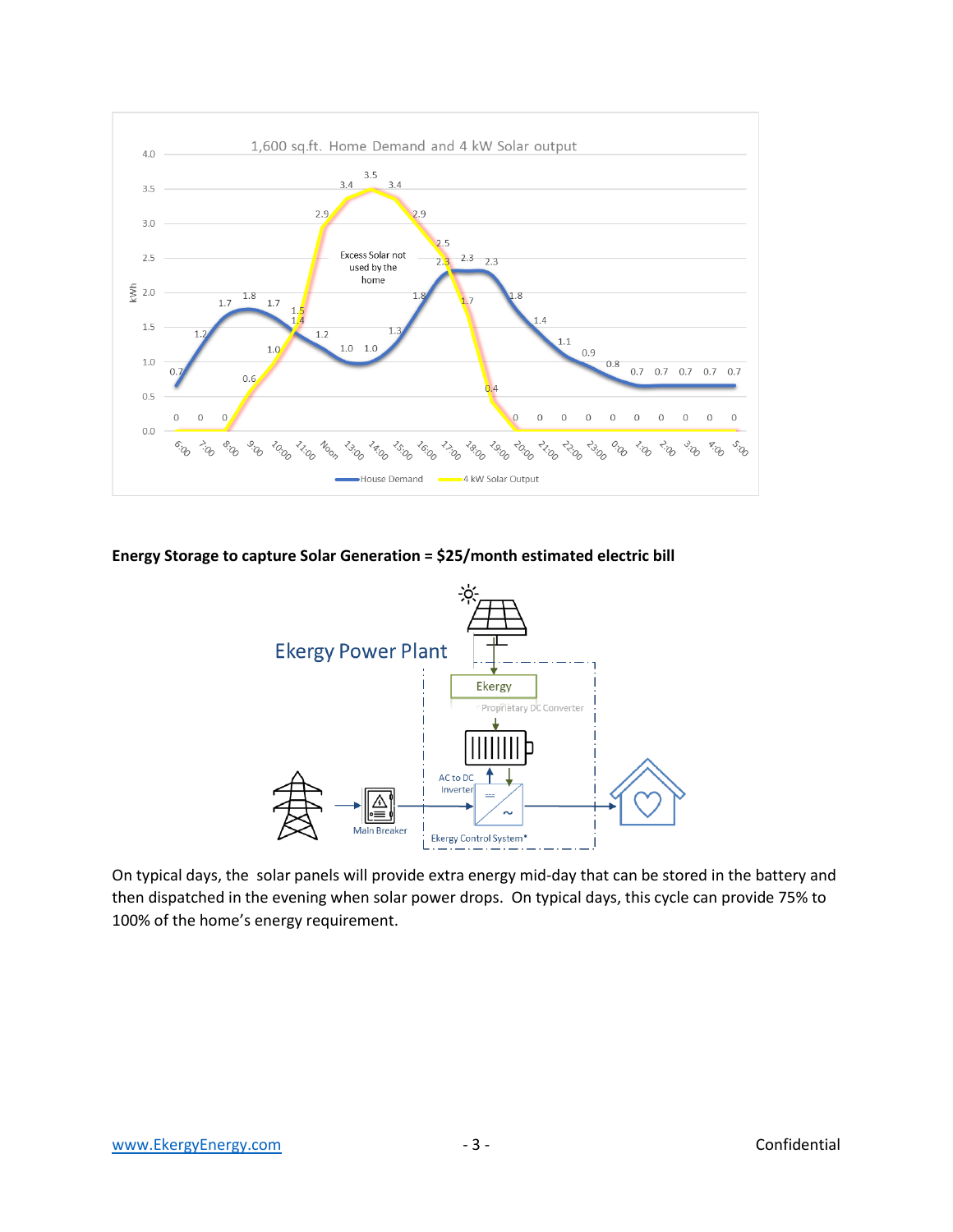**Energy Storage to capture Solar Generation = $25/month estimated electric bill**

On typical days, the solar panels will provide extra energy mid-day that can be stored in the battery and then dispatched in the evening when solar power drops. On typical days, this cycle can provide 75% to 100% of the home's energy requirement.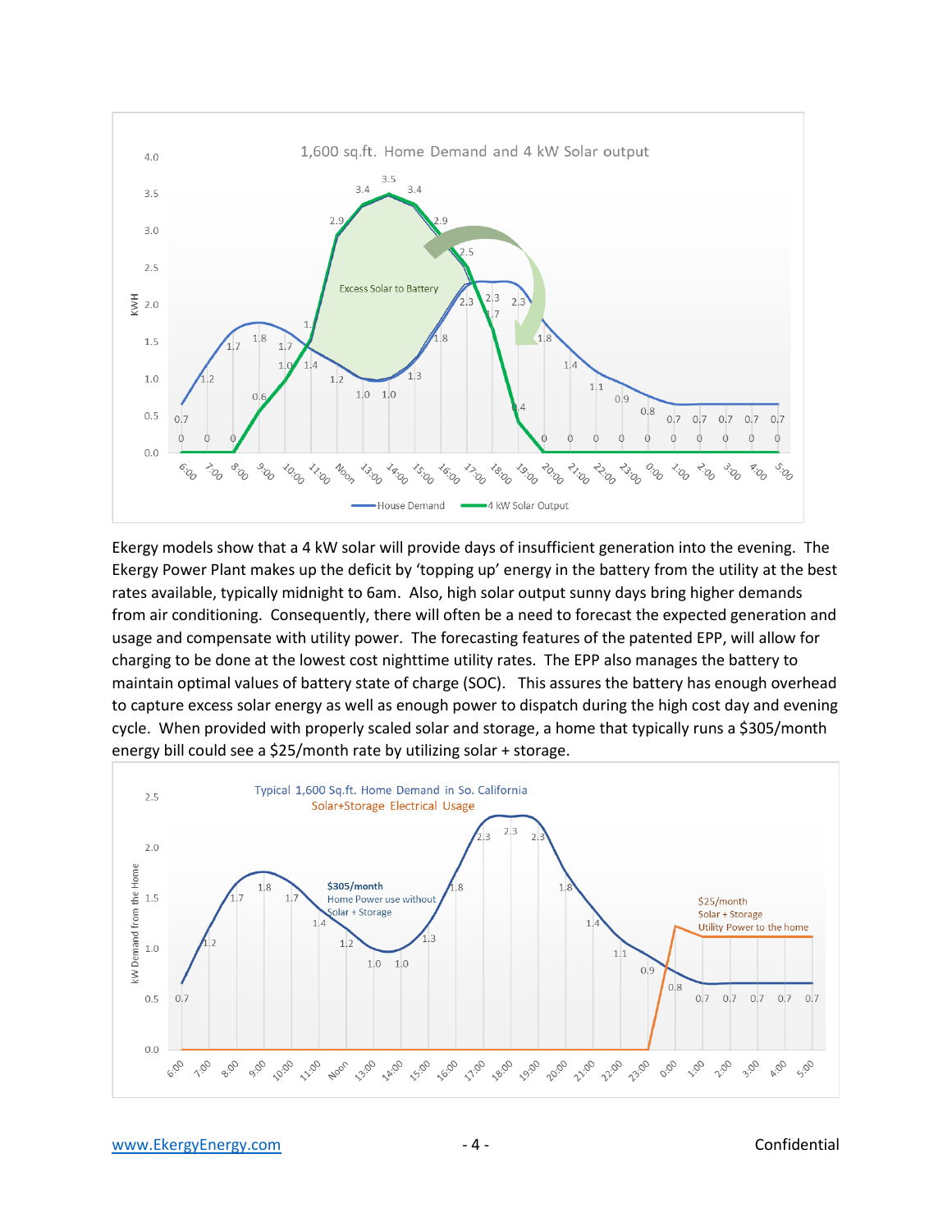Ekergy models show that a 4 kW solar will provide days of insufficient generation into the evening. The Ekergy Power Plant makes up the deficit by 'topping up' energy in the battery from the utility at the best rates available, typically midnight to 6am. Also, high solar output sunny days bring higher demands from air conditioning. Consequently, there will often be a need to forecast the expected generation and usage and compensate with utility power. The forecasting features of the patented EPP, will allow for charging to be done at the lowest cost nighttime utility rates. The EPP also manages the battery to maintain optimal values of battery state of charge (SOC). This assures the battery has enough overhead to capture excess solar energy as well as enough power to dispatch during the high cost day and evening cycle. When provided with properly scaled solar and storage, a home that typically runs a $305/month energy bill could see a $25/month rate by utilizing solar + storage.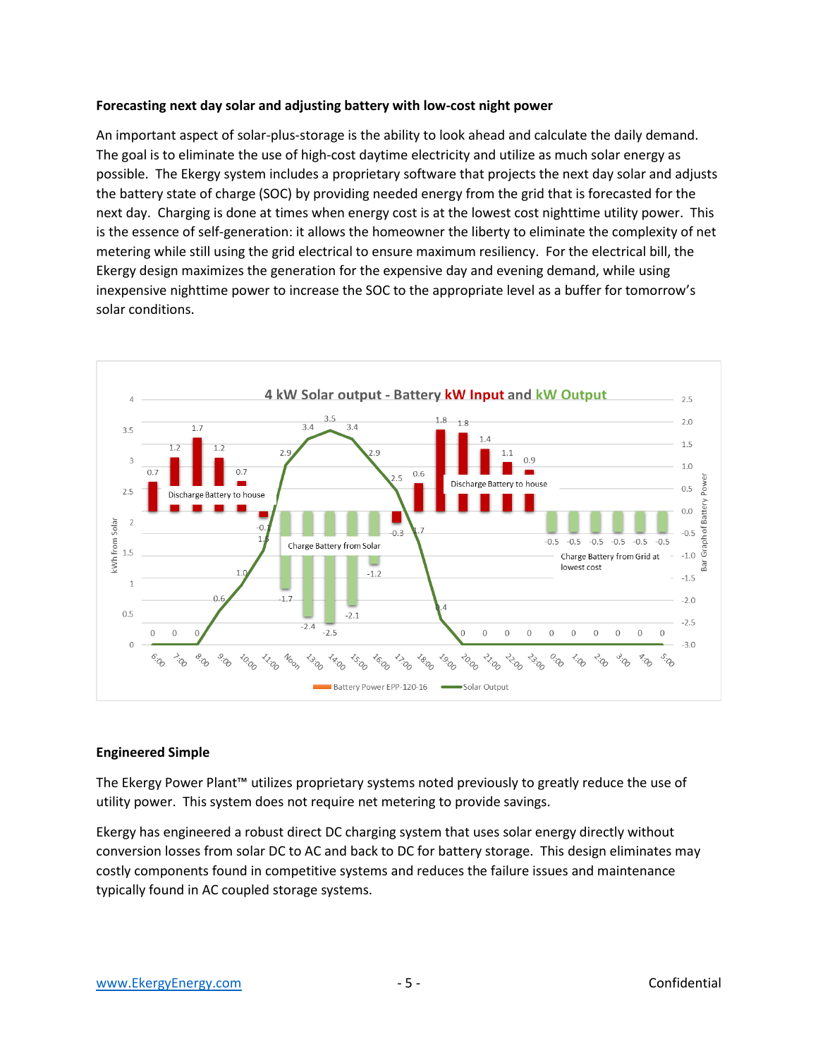**Forecasting next day solar and adjusting battery with low-cost night power**

An important aspect of solar-plus-storage is the ability to look ahead and calculate the daily demand. The goal is to eliminate the use of high-cost daytime electricity and utilize as much solar energy as possible. The Ekergy system includes a proprietary software that projects the next day solar and adjusts the battery state of charge (SOC) by providing needed energy from the grid that is forecasted for the next day. Charging is done at times when energy cost is at the lowest cost nighttime utility power. This is the essence of self-generation: it allows the homeowner the liberty to eliminate the complexity of net metering while still using the grid electrical to ensure maximum resiliency. For the electrical bill, the Ekergy design maximizes the generation for the expensive day and evening demand, while using inexpensive nighttime power to increase the SOC to the appropriate level as a buffer for tomorrow's solar conditions.

4 kW Solar output - Battery kW Input and kW Output

**Engineered Simple**

The Ekergy Power Plant™ utilizes proprietary systems noted previously to greatly reduce the use of utility power. This system does not require net metering to provide savings.

Ekergy has engineered a robust direct DC charging system that uses solar energy directly without conversion losses from solar DC to AC and back to DC for battery storage. This design eliminates may costly components found in competitive systems and reduces the failure issues and maintenance typically found in AC coupled storage systems.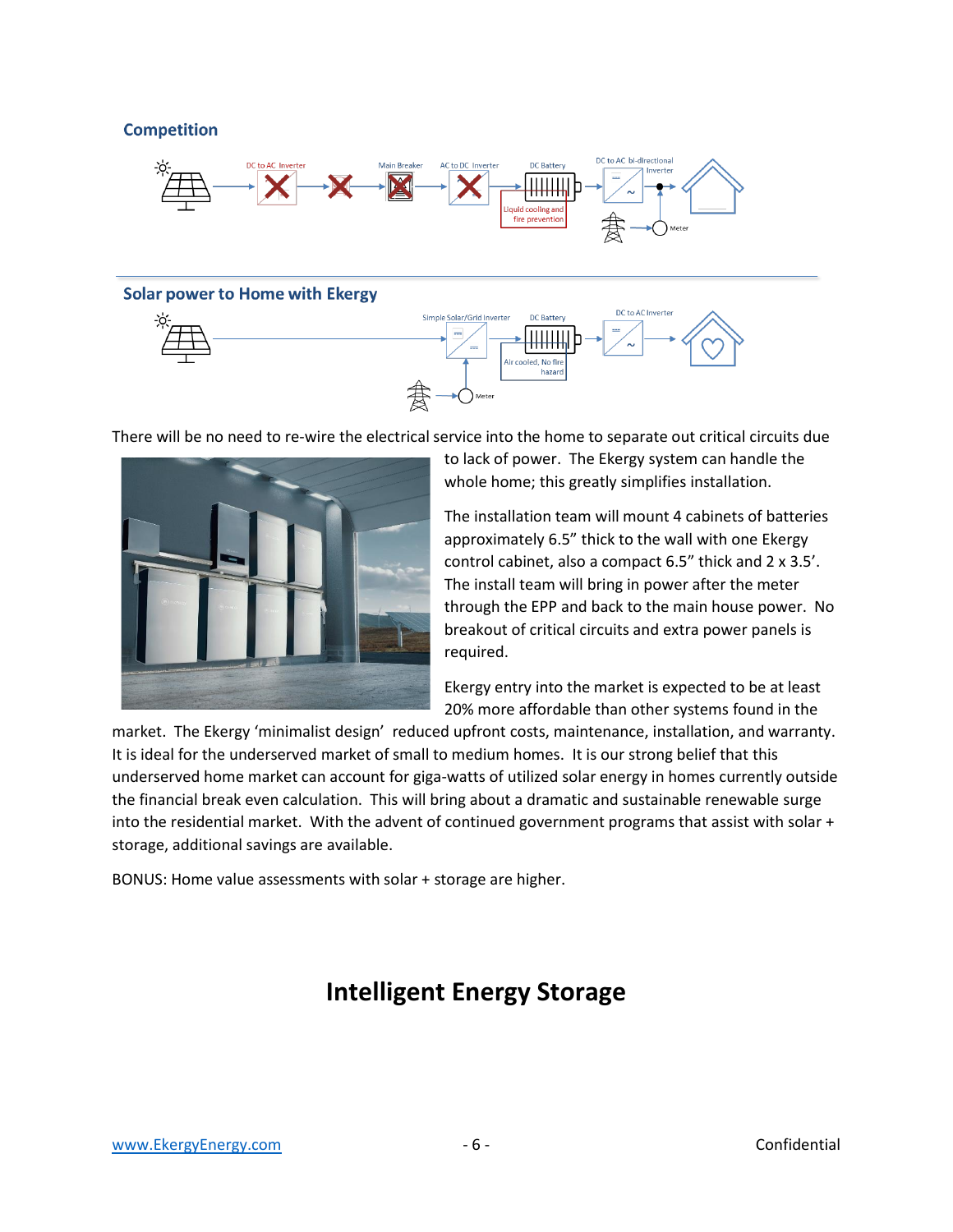## Competition

DC to AC Inverter

Main Breaker

AC to DC Inverter

DC Battery

Liquid cooling and fire prevention

DC to AC bi-directional Inverter

Meter

## Solar power to Home with Ekergy

Simple Solar/Grid Inverter

DC Battery

Air cooled, No fire hazard

DC to AC Inverter

Meter

There will be no need to re-wire the electrical service into the home to separate out critical circuits due to lack of power. The Ekergy system can handle the whole home; this greatly simplifies installation.

The installation team will mount 4 cabinets of batteries approximately 6.5" thick to the wall with one Ekergy control cabinet, also a compact 6.5" thick and 2 x 3.5'. The install team will bring in power after the meter through the EPP and back to the main house power. No breakout of critical circuits and extra power panels is required.

Ekergy entry into the market is expected to be at least 20% more affordable than other systems found in the market. The Ekergy 'minimalist design' reduced upfront costs, maintenance, installation, and warranty. It is ideal for the underserved market of small to medium homes. It is our strong belief that this underserved home market can account for giga-watts of utilized solar energy in homes currently outside the financial break even calculation. This will bring about a dramatic and sustainable renewable surge into the residential market. With the advent of continued government programs that assist with solar + storage, additional savings are available.

BONUS: Home value assessments with solar + storage are higher.

# Intelligent Energy Storage